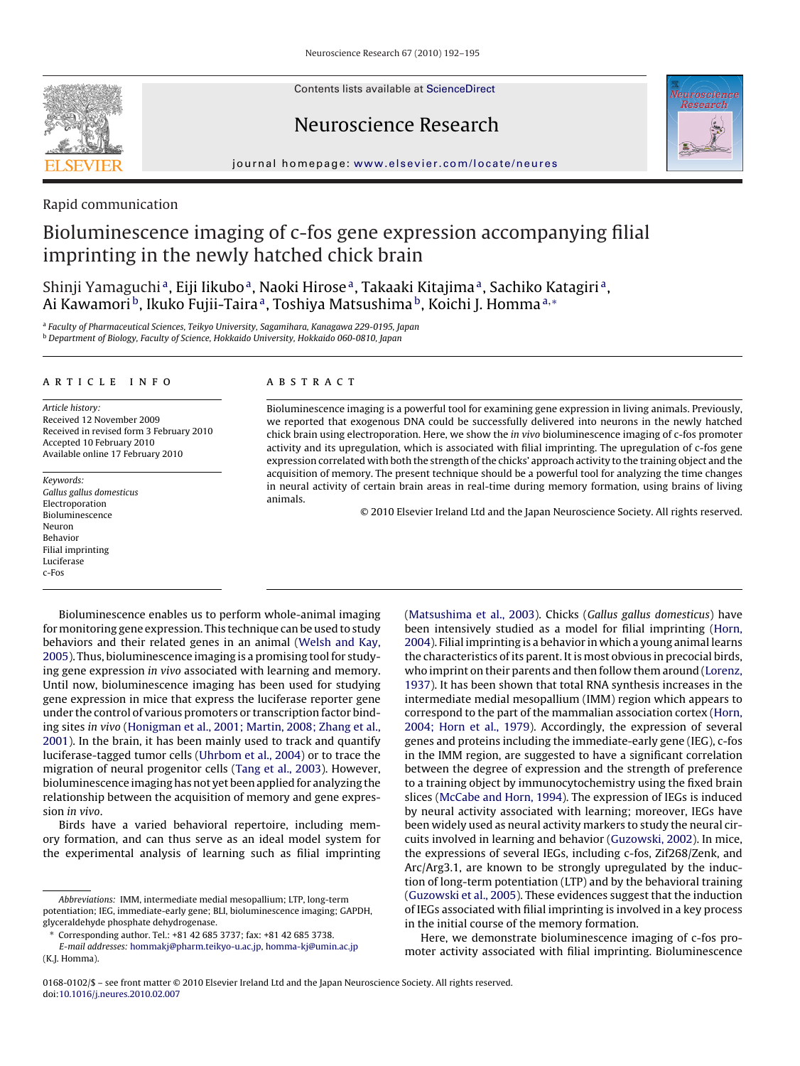Rapid communication

# Bioluminescence imaging of c-fos gene expression accompanying filial imprinting in the newly hatched chick brain

Shinji Yamaguchi[a], Eiji Iikubo[a], Naoki Hirose[a], Takaaki Kitajima[a], Sachiko Katagiri[a], Ai Kawamori[b], Ikuko Fujii-Taira[a], Toshiya Matsushima[b], Koichi J. Homma[a,*]

[a] Faculty of Pharmaceutical Sciences, Teikyo University, Sagamihara, Kanagawa 229-0195, Japan
[b] Department of Biology, Faculty of Science, Hokkaido University, Hokkaido 060-0810, Japan

**ARTICLE INFO**

*Article history:*
Received 12 November 2009
Received in revised form 3 February 2010
Accepted 10 February 2010
Available online 17 February 2010

*Keywords:*
*Gallus gallus domesticus*
Electroporation
Bioluminescence
Neuron
Behavior
Filial imprinting
Luciferase
c-Fos

**ABSTRACT**

Bioluminescence imaging is a powerful tool for examining gene expression in living animals. Previously, we reported that exogenous DNA could be successfully delivered into neurons in the newly hatched chick brain using electroporation. Here, we show the *in vivo* bioluminescence imaging of c-fos promoter activity and its upregulation, which is associated with filial imprinting. The upregulation of c-fos gene expression correlated with both the strength of the chicks' approach activity to the training object and the acquisition of memory. The present technique should be a powerful tool for analyzing the time changes in neural activity of certain brain areas in real-time during memory formation, using brains of living animals.

© 2010 Elsevier Ireland Ltd and the Japan Neuroscience Society. All rights reserved.

Bioluminescence enables us to perform whole-animal imaging for monitoring gene expression. This technique can be used to study behaviors and their related genes in an animal (Welsh and Kay, 2005). Thus, bioluminescence imaging is a promising tool for studying gene expression *in vivo* associated with learning and memory. Until now, bioluminescence imaging has been used for studying gene expression in mice that express the luciferase reporter gene under the control of various promoters or transcription factor binding sites *in vivo* (Honigman et al., 2001; Martin, 2008; Zhang et al., 2001). In the brain, it has been mainly used to track and quantify luciferase-tagged tumor cells (Uhrbom et al., 2004) or to trace the migration of neural progenitor cells (Tang et al., 2003). However, bioluminescence imaging has not yet been applied for analyzing the relationship between the acquisition of memory and gene expression *in vivo*.

Birds have a varied behavioral repertoire, including memory formation, and can thus serve as an ideal model system for the experimental analysis of learning such as filial imprinting (Matsushima et al., 2003). Chicks (*Gallus gallus domesticus*) have been intensively studied as a model for filial imprinting (Horn, 2004). Filial imprinting is a behavior in which a young animal learns the characteristics of its parent. It is most obvious in precocial birds, who imprint on their parents and then follow them around (Lorenz, 1937). It has been shown that total RNA synthesis increases in the intermediate medial mesopallium (IMM) region which appears to correspond to the part of the mammalian association cortex (Horn, 2004; Horn et al., 1979). Accordingly, the expression of several genes and proteins including the immediate-early gene (IEG), c-fos in the IMM region, are suggested to have a significant correlation between the degree of expression and the strength of preference to a training object by immunocytochemistry using the fixed brain slices (McCabe and Horn, 1994). The expression of IEGs is induced by neural activity associated with learning; moreover, IEGs have been widely used as neural activity markers to study the neural circuits involved in learning and behavior (Guzowski, 2002). In mice, the expressions of several IEGs, including c-fos, Zif268/Zenk, and Arc/Arg3.1, are known to be strongly upregulated by the induction of long-term potentiation (LTP) and by the behavioral training (Guzowski et al., 2005). These evidences suggest that the induction of IEGs associated with filial imprinting is involved in a key process in the initial course of the memory formation.

Here, we demonstrate bioluminescence imaging of c-fos promoter activity associated with filial imprinting. Bioluminescence

Abbreviations: IMM, intermediate medial mesopallium; LTP, long-term potentiation; IEG, immediate-early gene; BLI, bioluminescence imaging; GAPDH, glyceraldehyde phosphate dehydrogenase.

* Corresponding author. Tel.: +81 42 685 3737; fax: +81 42 685 3738.
*E-mail addresses:* hommakj@pharm.teikyo-u.ac.jp, homma-kj@umin.ac.jp (K.J. Homma).

0168-0102/$ – see front matter © 2010 Elsevier Ireland Ltd and the Japan Neuroscience Society. All rights reserved.
doi:10.1016/j.neures.2010.02.007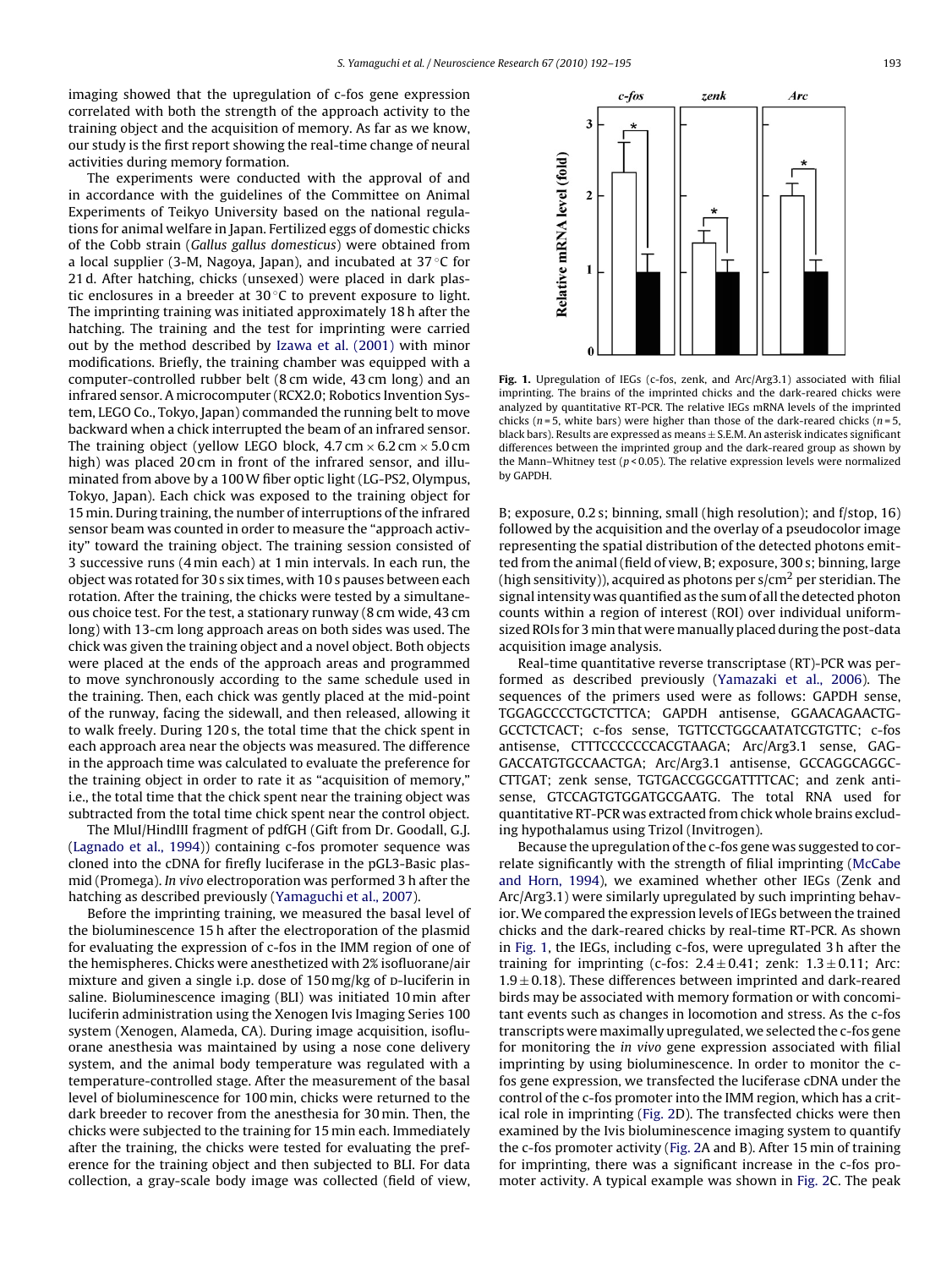imaging showed that the upregulation of c-fos gene expression correlated with both the strength of the approach activity to the training object and the acquisition of memory. As far as we know, our study is the first report showing the real-time change of neural activities during memory formation.

The experiments were conducted with the approval of and in accordance with the guidelines of the Committee on Animal Experiments of Teikyo University based on the national regulations for animal welfare in Japan. Fertilized eggs of domestic chicks of the Cobb strain (*Gallus gallus domesticus*) were obtained from a local supplier (3-M, Nagoya, Japan), and incubated at 37 °C for 21 d. After hatching, chicks (unsexed) were placed in dark plastic enclosures in a breeder at 30 °C to prevent exposure to light. The imprinting training was initiated approximately 18 h after the hatching. The training and the test for imprinting were carried out by the method described by Izawa et al. (2001) with minor modifications. Briefly, the training chamber was equipped with a computer-controlled rubber belt (8 cm wide, 43 cm long) and an infrared sensor. A microcomputer (RCX2.0; Robotics Invention System, LEGO Co., Tokyo, Japan) commanded the running belt to move backward when a chick interrupted the beam of an infrared sensor. The training object (yellow LEGO block, 4.7 cm × 6.2 cm × 5.0 cm high) was placed 20 cm in front of the infrared sensor, and illuminated from above by a 100 W fiber optic light (LG-PS2, Olympus, Tokyo, Japan). Each chick was exposed to the training object for 15 min. During training, the number of interruptions of the infrared sensor beam was counted in order to measure the "approach activity" toward the training object. The training session consisted of 3 successive runs (4 min each) at 1 min intervals. In each run, the object was rotated for 30 s six times, with 10 s pauses between each rotation. After the training, the chicks were tested by a simultaneous choice test. For the test, a stationary runway (8 cm wide, 43 cm long) with 13-cm long approach areas on both sides was used. The chick was given the training object and a novel object. Both objects were placed at the ends of the approach areas and programmed to move synchronously according to the same schedule used in the training. Then, each chick was gently placed at the mid-point of the runway, facing the sidewall, and then released, allowing it to walk freely. During 120 s, the total time that the chick spent in each approach area near the objects was measured. The difference in the approach time was calculated to evaluate the preference for the training object in order to rate it as "acquisition of memory," i.e., the total time that the chick spent near the training object was subtracted from the total time chick spent near the control object.

The MluI/HindIII fragment of pdfGH (Gift from Dr. Goodall, G.J. (Lagnado et al., 1994)) containing c-fos promoter sequence was cloned into the cDNA for firefly luciferase in the pGL3-Basic plasmid (Promega). *In vivo* electroporation was performed 3 h after the hatching as described previously (Yamaguchi et al., 2007).

Before the imprinting training, we measured the basal level of the bioluminescence 15 h after the electroporation of the plasmid for evaluating the expression of c-fos in the IMM region of one of the hemispheres. Chicks were anesthetized with 2% isofluorane/air mixture and given a single i.p. dose of 150 mg/kg of D-luciferin in saline. Bioluminescence imaging (BLI) was initiated 10 min after luciferin administration using the Xenogen Ivis Imaging Series 100 system (Xenogen, Alameda, CA). During image acquisition, isoflurane anesthesia was maintained by using a nose cone delivery system, and the animal body temperature was regulated with a temperature-controlled stage. After the measurement of the basal level of bioluminescence for 100 min, chicks were returned to the dark breeder to recover from the anesthesia for 30 min. Then, the chicks were subjected to the training for 15 min each. Immediately after the training, the chicks were tested for evaluating the preference for the training object and then subjected to BLI. For data collection, a gray-scale body image was collected (field of view, B; exposure, 0.2 s; binning, small (high resolution); and f/stop, 16) followed by the acquisition and the overlay of a pseudocolor image representing the spatial distribution of the detected photons emitted from the animal (field of view, B; exposure, 300 s; binning, large (high sensitivity)), acquired as photons per s/cm$^2$ per steridian. The signal intensity was quantified as the sum of all the detected photon counts within a region of interest (ROI) over individual uniform-sized ROIs for 3 min that were manually placed during the post-data acquisition image analysis.

Real-time quantitative reverse transcriptase (RT)-PCR was performed as described previously (Yamazaki et al., 2006). The sequences of the primers used were as follows: GAPDH sense, TGGAGCCCCTGCTCTTCA; GAPDH antisense, GGAACAGAACTG-GCCTCTCACT; c-fos sense, TGTTCCTGGCAATATCGTGTTC; c-fos antisense, CTTTCCCCCCCACGTAAGA; Arc/Arg3.1 sense, GAG-GACCATGTGCCAACTGA; Arc/Arg3.1 antisense, GCCAGGCAGGC-CTTGAT; zenk sense, TGTGACCGGCGATTTTCAC; and zenk antisense, GTCCAGTGTGGATGCGAATG. The total RNA used for quantitative RT-PCR was extracted from chick whole brains excluding hypothalamus using Trizol (Invitrogen).

Because the upregulation of the c-fos gene was suggested to correlate significantly with the strength of filial imprinting (McCabe and Horn, 1994), we examined whether other IEGs (Zenk and Arc/Arg3.1) were similarly upregulated by such imprinting behavior. We compared the expression levels of IEGs between the trained chicks and the dark-reared chicks by real-time RT-PCR. As shown in Fig. 1, the IEGs, including c-fos, were upregulated 3 h after the training for imprinting (c-fos: 2.4 ± 0.41; zenk: 1.3 ± 0.11; Arc: 1.9 ± 0.18). These differences between imprinted and dark-reared birds may be associated with memory formation or with concomitant events such as changes in locomotion and stress. As the c-fos transcripts were maximally upregulated, we selected the c-fos gene for monitoring the *in vivo* gene expression associated with filial imprinting by using bioluminescence. In order to monitor the c-fos gene expression, we transfected the luciferase cDNA under the control of the c-fos promoter into the IMM region, which has a critical role in imprinting (Fig. 2D). The transfected chicks were then examined by the Ivis bioluminescence imaging system to quantify the c-fos promoter activity (Fig. 2A and B). After 15 min of training for imprinting, there was a significant increase in the c-fos promoter activity. A typical example was shown in Fig. 2C. The peak

**Fig. 1.** Upregulation of IEGs (c-fos, zenk, and Arc/Arg3.1) associated with filial imprinting. The brains of the imprinted chicks and the dark-reared chicks were analyzed by quantitative RT-PCR. The relative IEGs mRNA levels of the imprinted chicks ($n = 5$, white bars) were higher than those of the dark-reared chicks ($n = 5$, black bars). Results are expressed as means ± S.E.M. An asterisk indicates significant differences between the imprinted group and the dark-reared group as shown by the Mann–Whitney test ($p < 0.05$). The relative expression levels were normalized by GAPDH.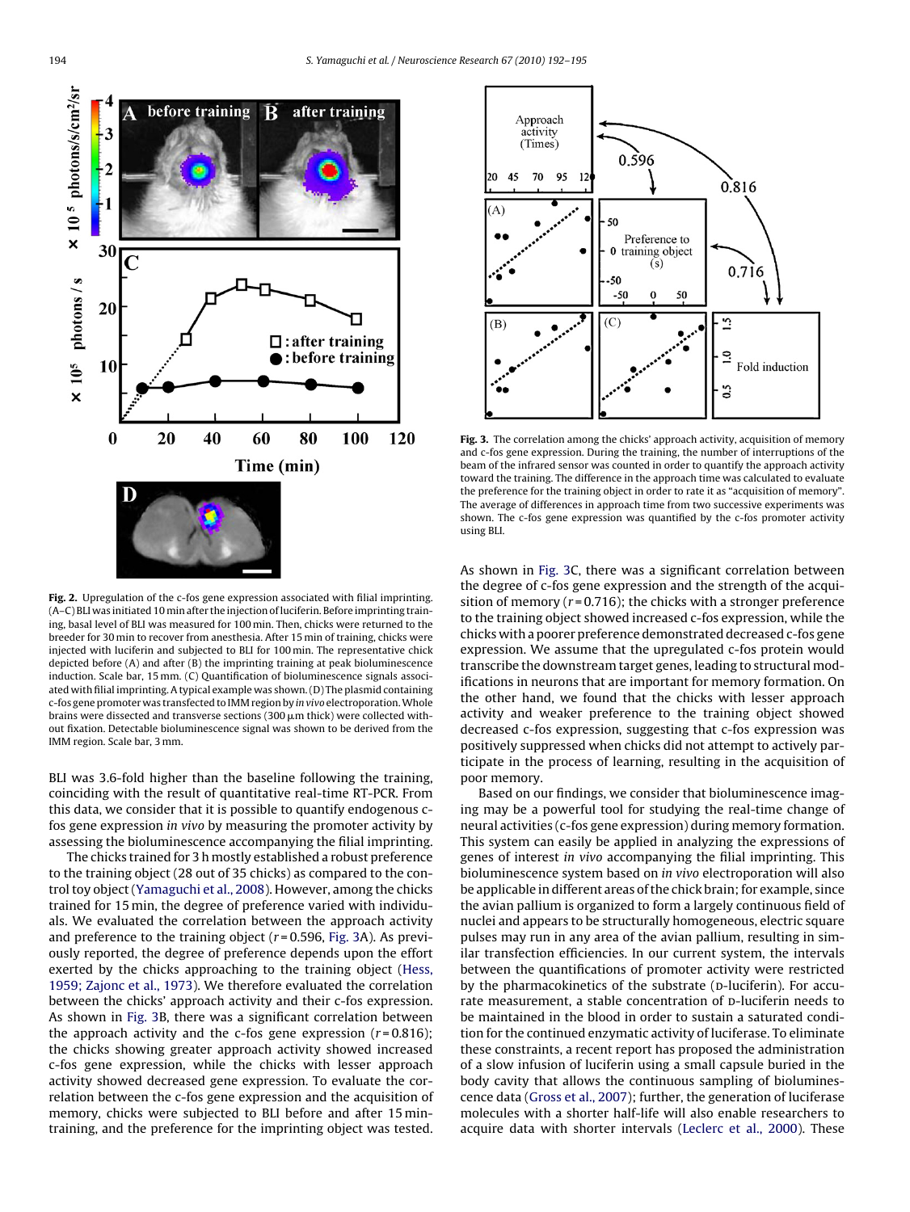A before training

B after training

× $10^5$ photons/s/cm²/sr

4
3
2
1

C

30
20
10

× $10^5$ photons / s

□ : after training
● : before training

0 20 40 60 80 100 120

Time (min)

D

**Fig. 2.** Upregulation of the c-fos gene expression associated with filial imprinting. (A–C) BLI was initiated 10 min after the injection of luciferin. Before imprinting training, basal level of BLI was measured for 100 min. Then, chicks were returned to the breeder for 30 min to recover from anesthesia. After 15 min of training, chicks were injected with luciferin and subjected to BLI for 100 min. The representative chick depicted before (A) and after (B) the imprinting training at peak bioluminescence induction. Scale bar, 15 mm. (C) Quantification of bioluminescence signals associated with filial imprinting. A typical example was shown. (D) The plasmid containing c-fos gene promoter was transfected to IMM region by *in vivo* electroporation. Whole brains were dissected and transverse sections (300 μm thick) were collected without fixation. Detectable bioluminescence signal was shown to be derived from the IMM region. Scale bar, 3 mm.

Approach activity (Times)

20 45 70 95 120

0.596

0.816

(A)

50
Preference to training object (s)
0
-50
-50 0 50

0.716

(B)

(C)

1.5
1.0
0.5
Fold induction

**Fig. 3.** The correlation among the chicks' approach activity, acquisition of memory and c-fos gene expression. During the training, the number of interruptions of the beam of the infrared sensor was counted in order to quantify the approach activity toward the training. The difference in the approach time was calculated to evaluate the preference for the training object in order to rate it as "acquisition of memory". The average of differences in approach time from two successive experiments was shown. The c-fos gene expression was quantified by the c-fos promoter activity using BLI.

BLI was 3.6-fold higher than the baseline following the training, coinciding with the result of quantitative real-time RT-PCR. From this data, we consider that it is possible to quantify endogenous c-fos gene expression *in vivo* by measuring the promoter activity by assessing the bioluminescence accompanying the filial imprinting.

The chicks trained for 3 h mostly established a robust preference to the training object (28 out of 35 chicks) as compared to the control toy object (Yamaguchi et al., 2008). However, among the chicks trained for 15 min, the degree of preference varied with individuals. We evaluated the correlation between the approach activity and preference to the training object ($r = 0.596$, Fig. 3A). As previously reported, the degree of preference depends upon the effort exerted by the chicks approaching to the training object (Hess, 1959; Zajonc et al., 1973). We therefore evaluated the correlation between the chicks' approach activity and their c-fos expression. As shown in Fig. 3B, there was a significant correlation between the approach activity and the c-fos gene expression ($r = 0.816$); the chicks showing greater approach activity showed increased c-fos gene expression, while the chicks with lesser approach activity showed decreased gene expression. To evaluate the correlation between the c-fos gene expression and the acquisition of memory, chicks were subjected to BLI before and after 15 min-training, and the preference for the imprinting object was tested. As shown in Fig. 3C, there was a significant correlation between the degree of c-fos gene expression and the strength of the acquisition of memory ($r = 0.716$); the chicks with a stronger preference to the training object showed increased c-fos expression, while the chicks with a poorer preference demonstrated decreased c-fos gene expression. We assume that the upregulated c-fos protein would transcribe the downstream target genes, leading to structural modifications in neurons that are important for memory formation. On the other hand, we found that the chicks with lesser approach activity and weaker preference to the training object showed decreased c-fos expression, suggesting that c-fos expression was positively suppressed when chicks did not attempt to actively participate in the process of learning, resulting in the acquisition of poor memory.

Based on our findings, we consider that bioluminescence imaging may be a powerful tool for studying the real-time change of neural activities (c-fos gene expression) during memory formation. This system can easily be applied in analyzing the expressions of genes of interest *in vivo* accompanying the filial imprinting. This bioluminescence system based on *in vivo* electroporation will also be applicable in different areas of the chick brain; for example, since the avian pallium is organized to form a largely continuous field of nuclei and appears to be structurally homogeneous, electric square pulses may run in any area of the avian pallium, resulting in similar transfection efficiencies. In our current system, the intervals between the quantifications of promoter activity were restricted by the pharmacokinetics of the substrate (D-luciferin). For accurate measurement, a stable concentration of D-luciferin needs to be maintained in the blood in order to sustain a saturated condition for the continued enzymatic activity of luciferase. To eliminate these constraints, a recent report has proposed the administration of a slow infusion of luciferin using a small capsule buried in the body cavity that allows the continuous sampling of bioluminescence data (Gross et al., 2007); further, the generation of luciferase molecules with a shorter half-life will also enable researchers to acquire data with shorter intervals (Leclerc et al., 2000). These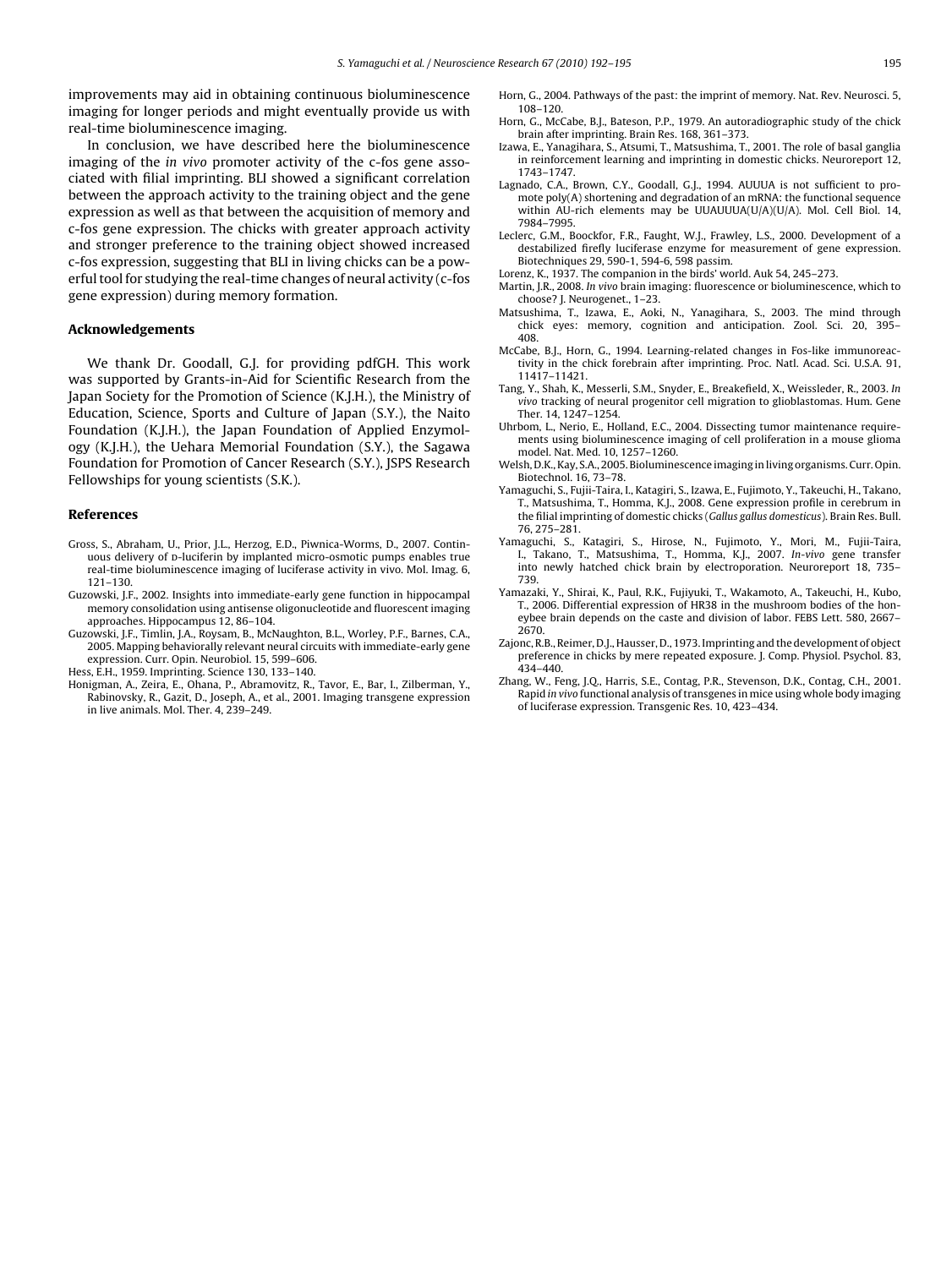improvements may aid in obtaining continuous bioluminescence imaging for longer periods and might eventually provide us with real-time bioluminescence imaging.

In conclusion, we have described here the bioluminescence imaging of the *in vivo* promoter activity of the c-fos gene associated with filial imprinting. BLI showed a significant correlation between the approach activity to the training object and the gene expression as well as that between the acquisition of memory and c-fos gene expression. The chicks with greater approach activity and stronger preference to the training object showed increased c-fos expression, suggesting that BLI in living chicks can be a powerful tool for studying the real-time changes of neural activity (c-fos gene expression) during memory formation.

## Acknowledgements

We thank Dr. Goodall, G.J. for providing pdfGH. This work was supported by Grants-in-Aid for Scientific Research from the Japan Society for the Promotion of Science (K.J.H.), the Ministry of Education, Science, Sports and Culture of Japan (S.Y.), the Naito Foundation (K.J.H.), the Japan Foundation of Applied Enzymology (K.J.H.), the Uehara Memorial Foundation (S.Y.), the Sagawa Foundation for Promotion of Cancer Research (S.Y.), JSPS Research Fellowships for young scientists (S.K.).

## References

Gross, S., Abraham, U., Prior, J.L., Herzog, E.D., Piwnica-Worms, D., 2007. Continuous delivery of D-luciferin by implanted micro-osmotic pumps enables true real-time bioluminescence imaging of luciferase activity in vivo. Mol. Imag. 6, 121–130.

Guzowski, J.F., 2002. Insights into immediate-early gene function in hippocampal memory consolidation using antisense oligonucleotide and fluorescent imaging approaches. Hippocampus 12, 86–104.

Guzowski, J.F., Timlin, J.A., Roysam, B., McNaughton, B.L., Worley, P.F., Barnes, C.A., 2005. Mapping behaviorally relevant neural circuits with immediate-early gene expression. Curr. Opin. Neurobiol. 15, 599–606.

Hess, E.H., 1959. Imprinting. Science 130, 133–140.

Honigman, A., Zeira, E., Ohana, P., Abramovitz, R., Tavor, E., Bar, I., Zilberman, Y., Rabinovsky, R., Gazit, D., Joseph, A., et al., 2001. Imaging transgene expression in live animals. Mol. Ther. 4, 239–249.

Horn, G., 2004. Pathways of the past: the imprint of memory. Nat. Rev. Neurosci. 5, 108–120.

Horn, G., McCabe, B.J., Bateson, P.P., 1979. An autoradiographic study of the chick brain after imprinting. Brain Res. 168, 361–373.

Izawa, E., Yanagihara, S., Atsumi, T., Matsushima, T., 2001. The role of basal ganglia in reinforcement learning and imprinting in domestic chicks. Neuroreport 12, 1743–1747.

Lagnado, C.A., Brown, C.Y., Goodall, G.J., 1994. AUUUA is not sufficient to promote poly(A) shortening and degradation of an mRNA: the functional sequence within AU-rich elements may be UUAUUUA(U/A)(U/A). Mol. Cell Biol. 14, 7984–7995.

Leclerc, G.M., Boockfor, F.R., Faught, W.J., Frawley, L.S., 2000. Development of a destabilized firefly luciferase enzyme for measurement of gene expression. Biotechniques 29, 590-1, 594-6, 598 passim.

Lorenz, K., 1937. The companion in the birds' world. Auk 54, 245–273.

Martin, J.R., 2008. *In vivo* brain imaging: fluorescence or bioluminescence, which to choose? J. Neurogenet., 1–23.

Matsushima, T., Izawa, E., Aoki, N., Yanagihara, S., 2003. The mind through chick eyes: memory, cognition and anticipation. Zool. Sci. 20, 395–408.

McCabe, B.J., Horn, G., 1994. Learning-related changes in Fos-like immunoreactivity in the chick forebrain after imprinting. Proc. Natl. Acad. Sci. U.S.A. 91, 11417–11421.

Tang, Y., Shah, K., Messerli, S.M., Snyder, E., Breakefield, X., Weissleder, R., 2003. *In vivo* tracking of neural progenitor cell migration to glioblastomas. Hum. Gene Ther. 14, 1247–1254.

Uhrbom, L., Nerio, E., Holland, E.C., 2004. Dissecting tumor maintenance requirements using bioluminescence imaging of cell proliferation in a mouse glioma model. Nat. Med. 10, 1257–1260.

Welsh, D.K., Kay, S.A., 2005. Bioluminescence imaging in living organisms. Curr. Opin. Biotechnol. 16, 73–78.

Yamaguchi, S., Fujii-Taira, I., Katagiri, S., Izawa, E., Fujimoto, Y., Takeuchi, H., Takano, T., Matsushima, T., Homma, K.J., 2008. Gene expression profile in cerebrum in the filial imprinting of domestic chicks (*Gallus gallus domesticus*). Brain Res. Bull. 76, 275–281.

Yamaguchi, S., Katagiri, S., Hirose, N., Fujimoto, Y., Mori, M., Fujii-Taira, I., Takano, T., Matsushima, T., Homma, K.J., 2007. *In-vivo* gene transfer into newly hatched chick brain by electroporation. Neuroreport 18, 735–739.

Yamazaki, Y., Shirai, K., Paul, R.K., Fujiyuki, T., Wakamoto, A., Takeuchi, H., Kubo, T., 2006. Differential expression of HR38 in the mushroom bodies of the honeybee brain depends on the caste and division of labor. FEBS Lett. 580, 2667–2670.

Zajonc, R.B., Reimer, D.J., Hausser, D., 1973. Imprinting and the development of object preference in chicks by mere repeated exposure. J. Comp. Physiol. Psychol. 83, 434–440.

Zhang, W., Feng, J.Q., Harris, S.E., Contag, P.R., Stevenson, D.K., Contag, C.H., 2001. Rapid *in vivo* functional analysis of transgenes in mice using whole body imaging of luciferase expression. Transgenic Res. 10, 423–434.